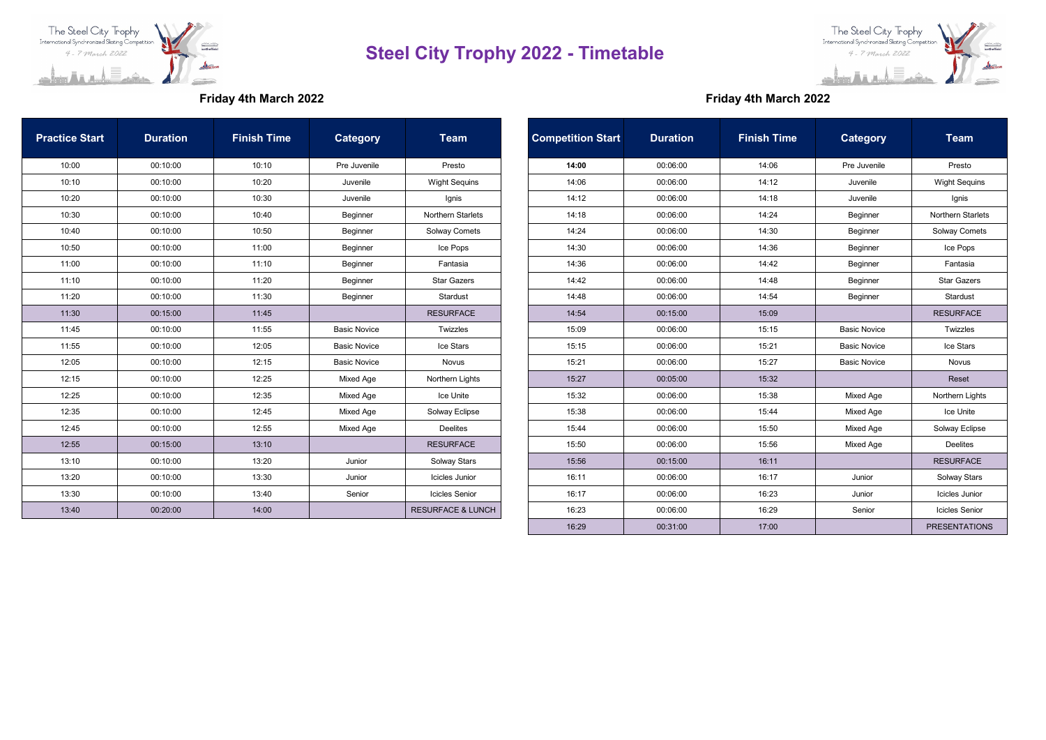# Steel City Trophy 2022 - Timetable

## Friday 4th March 2022

| Practice Start | Duration | Finish Time | Category | Team |
|---|---|---|---|---|
| 10:00 | 00:10:00 | 10:10 | Pre Juvenile | Presto |
| 10:10 | 00:10:00 | 10:20 | Juvenile | Wight Sequins |
| 10:20 | 00:10:00 | 10:30 | Juvenile | Ignis |
| 10:30 | 00:10:00 | 10:40 | Beginner | Northern Starlets |
| 10:40 | 00:10:00 | 10:50 | Beginner | Solway Comets |
| 10:50 | 00:10:00 | 11:00 | Beginner | Ice Pops |
| 11:00 | 00:10:00 | 11:10 | Beginner | Fantasia |
| 11:10 | 00:10:00 | 11:20 | Beginner | Star Gazers |
| 11:20 | 00:10:00 | 11:30 | Beginner | Stardust |
| 11:30 | 00:15:00 | 11:45 | | RESURFACE |
| 11:45 | 00:10:00 | 11:55 | Basic Novice | Twizzles |
| 11:55 | 00:10:00 | 12:05 | Basic Novice | Ice Stars |
| 12:05 | 00:10:00 | 12:15 | Basic Novice | Novus |
| 12:15 | 00:10:00 | 12:25 | Mixed Age | Northern Lights |
| 12:25 | 00:10:00 | 12:35 | Mixed Age | Ice Unite |
| 12:35 | 00:10:00 | 12:45 | Mixed Age | Solway Eclipse |
| 12:45 | 00:10:00 | 12:55 | Mixed Age | Deelites |
| 12:55 | 00:15:00 | 13:10 | | RESURFACE |
| 13:10 | 00:10:00 | 13:20 | Junior | Solway Stars |
| 13:20 | 00:10:00 | 13:30 | Junior | Icicles Junior |
| 13:30 | 00:10:00 | 13:40 | Senior | Icicles Senior |
| 13:40 | 00:20:00 | 14:00 | | RESURFACE & LUNCH |

## Friday 4th March 2022

| Competition Start | Duration | Finish Time | Category | Team |
|---|---|---|---|---|
| **14:00** | 00:06:00 | 14:06 | Pre Juvenile | Presto |
| 14:06 | 00:06:00 | 14:12 | Juvenile | Wight Sequins |
| 14:12 | 00:06:00 | 14:18 | Juvenile | Ignis |
| 14:18 | 00:06:00 | 14:24 | Beginner | Northern Starlets |
| 14:24 | 00:06:00 | 14:30 | Beginner | Solway Comets |
| 14:30 | 00:06:00 | 14:36 | Beginner | Ice Pops |
| 14:36 | 00:06:00 | 14:42 | Beginner | Fantasia |
| 14:42 | 00:06:00 | 14:48 | Beginner | Star Gazers |
| 14:48 | 00:06:00 | 14:54 | Beginner | Stardust |
| 14:54 | 00:15:00 | 15:09 | | RESURFACE |
| 15:09 | 00:06:00 | 15:15 | Basic Novice | Twizzles |
| 15:15 | 00:06:00 | 15:21 | Basic Novice | Ice Stars |
| 15:21 | 00:06:00 | 15:27 | Basic Novice | Novus |
| 15:27 | 00:05:00 | 15:32 | | Reset |
| 15:32 | 00:06:00 | 15:38 | Mixed Age | Northern Lights |
| 15:38 | 00:06:00 | 15:44 | Mixed Age | Ice Unite |
| 15:44 | 00:06:00 | 15:50 | Mixed Age | Solway Eclipse |
| 15:50 | 00:06:00 | 15:56 | Mixed Age | Deelites |
| 15:56 | 00:15:00 | 16:11 | | RESURFACE |
| 16:11 | 00:06:00 | 16:17 | Junior | Solway Stars |
| 16:17 | 00:06:00 | 16:23 | Junior | Icicles Junior |
| 16:23 | 00:06:00 | 16:29 | Senior | Icicles Senior |
| 16:29 | 00:31:00 | 17:00 | | PRESENTATIONS |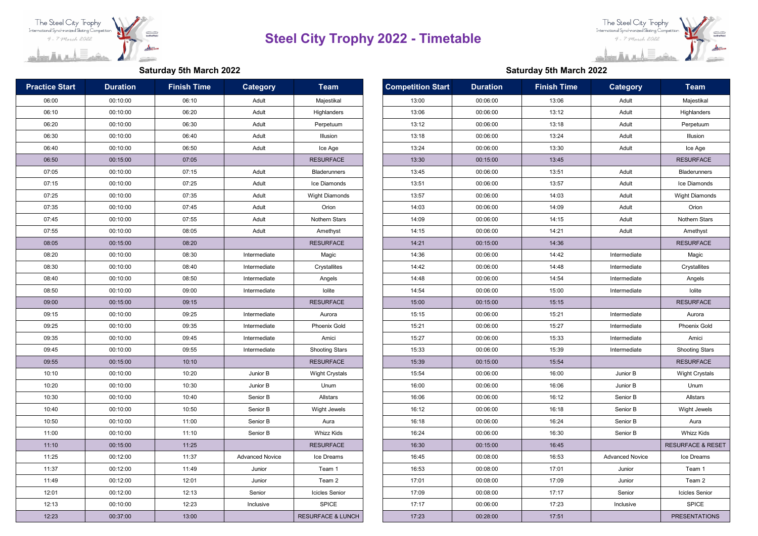# Steel City Trophy 2022 - Timetable

## Saturday 5th March 2022

| Practice Start | Duration | Finish Time | Category | Team |
|---|---|---|---|---|
| 06:00 | 00:10:00 | 06:10 | Adult | Majestikal |
| 06:10 | 00:10:00 | 06:20 | Adult | Highlanders |
| 06:20 | 00:10:00 | 06:30 | Adult | Perpetuum |
| 06:30 | 00:10:00 | 06:40 | Adult | Illusion |
| 06:40 | 00:10:00 | 06:50 | Adult | Ice Age |
| 06:50 | 00:15:00 | 07:05 | | RESURFACE |
| 07:05 | 00:10:00 | 07:15 | Adult | Bladerunners |
| 07:15 | 00:10:00 | 07:25 | Adult | Ice Diamonds |
| 07:25 | 00:10:00 | 07:35 | Adult | Wight Diamonds |
| 07:35 | 00:10:00 | 07:45 | Adult | Orion |
| 07:45 | 00:10:00 | 07:55 | Adult | Nothern Stars |
| 07:55 | 00:10:00 | 08:05 | Adult | Amethyst |
| 08:05 | 00:15:00 | 08:20 | | RESURFACE |
| 08:20 | 00:10:00 | 08:30 | Intermediate | Magic |
| 08:30 | 00:10:00 | 08:40 | Intermediate | Crystallites |
| 08:40 | 00:10:00 | 08:50 | Intermediate | Angels |
| 08:50 | 00:10:00 | 09:00 | Intermediate | Iolite |
| 09:00 | 00:15:00 | 09:15 | | RESURFACE |
| 09:15 | 00:10:00 | 09:25 | Intermediate | Aurora |
| 09:25 | 00:10:00 | 09:35 | Intermediate | Phoenix Gold |
| 09:35 | 00:10:00 | 09:45 | Intermediate | Amici |
| 09:45 | 00:10:00 | 09:55 | Intermediate | Shooting Stars |
| 09:55 | 00:15:00 | 10:10 | | RESURFACE |
| 10:10 | 00:10:00 | 10:20 | Junior B | Wight Crystals |
| 10:20 | 00:10:00 | 10:30 | Junior B | Unum |
| 10:30 | 00:10:00 | 10:40 | Senior B | Allstars |
| 10:40 | 00:10:00 | 10:50 | Senior B | Wight Jewels |
| 10:50 | 00:10:00 | 11:00 | Senior B | Aura |
| 11:00 | 00:10:00 | 11:10 | Senior B | Whizz Kids |
| 11:10 | 00:15:00 | 11:25 | | RESURFACE |
| 11:25 | 00:12:00 | 11:37 | Advanced Novice | Ice Dreams |
| 11:37 | 00:12:00 | 11:49 | Junior | Team 1 |
| 11:49 | 00:12:00 | 12:01 | Junior | Team 2 |
| 12:01 | 00:12:00 | 12:13 | Senior | Icicles Senior |
| 12:13 | 00:10:00 | 12:23 | Inclusive | SPICE |
| 12:23 | 00:37:00 | 13:00 | | RESURFACE & LUNCH |

## Saturday 5th March 2022

| Competition Start | Duration | Finish Time | Category | Team |
|---|---|---|---|---|
| 13:00 | 00:06:00 | 13:06 | Adult | Majestikal |
| 13:06 | 00:06:00 | 13:12 | Adult | Highlanders |
| 13:12 | 00:06:00 | 13:18 | Adult | Perpetuum |
| 13:18 | 00:06:00 | 13:24 | Adult | Illusion |
| 13:24 | 00:06:00 | 13:30 | Adult | Ice Age |
| 13:30 | 00:15:00 | 13:45 | | RESURFACE |
| 13:45 | 00:06:00 | 13:51 | Adult | Bladerunners |
| 13:51 | 00:06:00 | 13:57 | Adult | Ice Diamonds |
| 13:57 | 00:06:00 | 14:03 | Adult | Wight Diamonds |
| 14:03 | 00:06:00 | 14:09 | Adult | Orion |
| 14:09 | 00:06:00 | 14:15 | Adult | Nothern Stars |
| 14:15 | 00:06:00 | 14:21 | Adult | Amethyst |
| 14:21 | 00:15:00 | 14:36 | | RESURFACE |
| 14:36 | 00:06:00 | 14:42 | Intermediate | Magic |
| 14:42 | 00:06:00 | 14:48 | Intermediate | Crystallites |
| 14:48 | 00:06:00 | 14:54 | Intermediate | Angels |
| 14:54 | 00:06:00 | 15:00 | Intermediate | Iolite |
| 15:00 | 00:15:00 | 15:15 | | RESURFACE |
| 15:15 | 00:06:00 | 15:21 | Intermediate | Aurora |
| 15:21 | 00:06:00 | 15:27 | Intermediate | Phoenix Gold |
| 15:27 | 00:06:00 | 15:33 | Intermediate | Amici |
| 15:33 | 00:06:00 | 15:39 | Intermediate | Shooting Stars |
| 15:39 | 00:15:00 | 15:54 | | RESURFACE |
| 15:54 | 00:06:00 | 16:00 | Junior B | Wight Crystals |
| 16:00 | 00:06:00 | 16:06 | Junior B | Unum |
| 16:06 | 00:06:00 | 16:12 | Senior B | Allstars |
| 16:12 | 00:06:00 | 16:18 | Senior B | Wight Jewels |
| 16:18 | 00:06:00 | 16:24 | Senior B | Aura |
| 16:24 | 00:06:00 | 16:30 | Senior B | Whizz Kids |
| 16:30 | 00:15:00 | 16:45 | | RESURFACE & RESET |
| 16:45 | 00:08:00 | 16:53 | Advanced Novice | Ice Dreams |
| 16:53 | 00:08:00 | 17:01 | Junior | Team 1 |
| 17:01 | 00:08:00 | 17:09 | Junior | Team 2 |
| 17:09 | 00:08:00 | 17:17 | Senior | Icicles Senior |
| 17:17 | 00:06:00 | 17:23 | Inclusive | SPICE |
| 17:23 | 00:28:00 | 17:51 | | PRESENTATIONS |